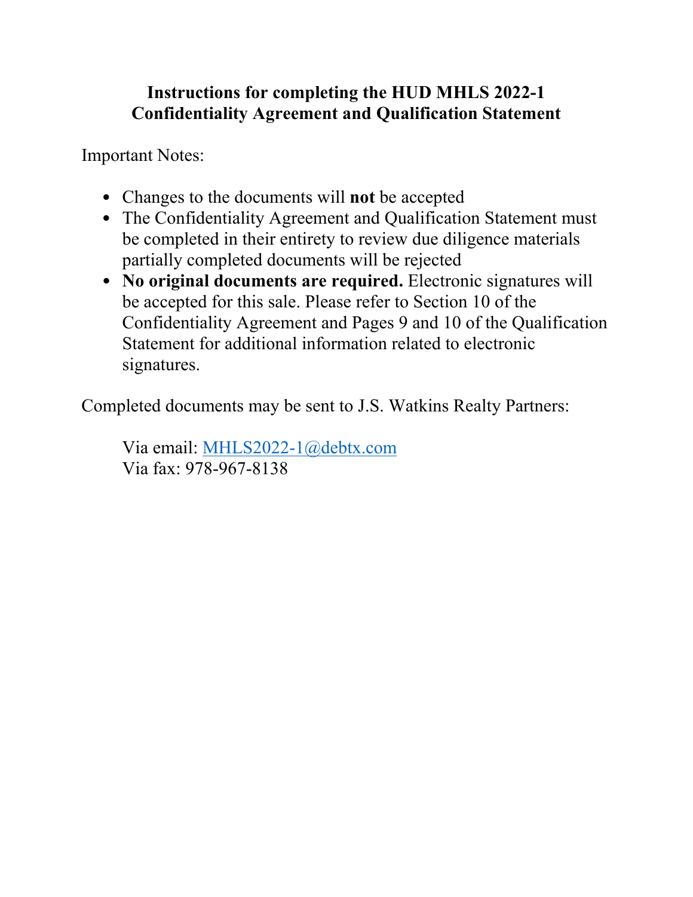# Instructions for completing the HUD MHLS 2022-1 Confidentiality Agreement and Qualification Statement

Important Notes:

- Changes to the documents will **not** be accepted
- The Confidentiality Agreement and Qualification Statement must be completed in their entirety to review due diligence materials partially completed documents will be rejected
- **No original documents are required.** Electronic signatures will be accepted for this sale. Please refer to Section 10 of the Confidentiality Agreement and Pages 9 and 10 of the Qualification Statement for additional information related to electronic signatures.

Completed documents may be sent to J.S. Watkins Realty Partners:

Via email: MHLS2022-1@debtx.com
Via fax: 978-967-8138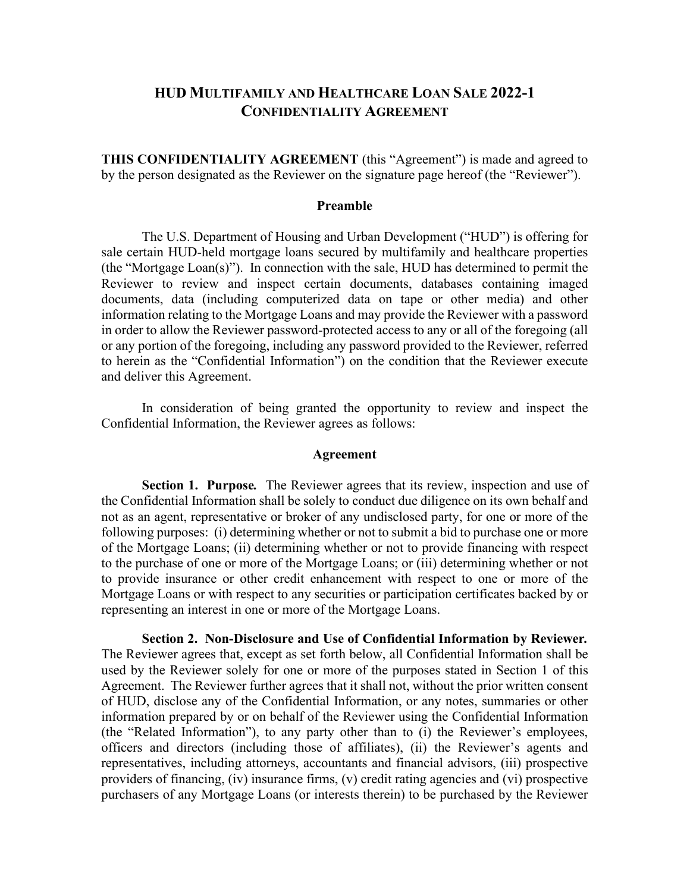# HUD Multifamily and Healthcare Loan Sale 2022-1
## Confidentiality Agreement

**THIS CONFIDENTIALITY AGREEMENT** (this "Agreement") is made and agreed to by the person designated as the Reviewer on the signature page hereof (the "Reviewer").

### Preamble

The U.S. Department of Housing and Urban Development ("HUD") is offering for sale certain HUD-held mortgage loans secured by multifamily and healthcare properties (the "Mortgage Loan(s)"). In connection with the sale, HUD has determined to permit the Reviewer to review and inspect certain documents, databases containing imaged documents, data (including computerized data on tape or other media) and other information relating to the Mortgage Loans and may provide the Reviewer with a password in order to allow the Reviewer password-protected access to any or all of the foregoing (all or any portion of the foregoing, including any password provided to the Reviewer, referred to herein as the "Confidential Information") on the condition that the Reviewer execute and deliver this Agreement.

In consideration of being granted the opportunity to review and inspect the Confidential Information, the Reviewer agrees as follows:

### Agreement

**Section 1. Purpose.** The Reviewer agrees that its review, inspection and use of the Confidential Information shall be solely to conduct due diligence on its own behalf and not as an agent, representative or broker of any undisclosed party, for one or more of the following purposes: (i) determining whether or not to submit a bid to purchase one or more of the Mortgage Loans; (ii) determining whether or not to provide financing with respect to the purchase of one or more of the Mortgage Loans; or (iii) determining whether or not to provide insurance or other credit enhancement with respect to one or more of the Mortgage Loans or with respect to any securities or participation certificates backed by or representing an interest in one or more of the Mortgage Loans.

**Section 2. Non-Disclosure and Use of Confidential Information by Reviewer.** The Reviewer agrees that, except as set forth below, all Confidential Information shall be used by the Reviewer solely for one or more of the purposes stated in Section 1 of this Agreement. The Reviewer further agrees that it shall not, without the prior written consent of HUD, disclose any of the Confidential Information, or any notes, summaries or other information prepared by or on behalf of the Reviewer using the Confidential Information (the "Related Information"), to any party other than to (i) the Reviewer's employees, officers and directors (including those of affiliates), (ii) the Reviewer's agents and representatives, including attorneys, accountants and financial advisors, (iii) prospective providers of financing, (iv) insurance firms, (v) credit rating agencies and (vi) prospective purchasers of any Mortgage Loans (or interests therein) to be purchased by the Reviewer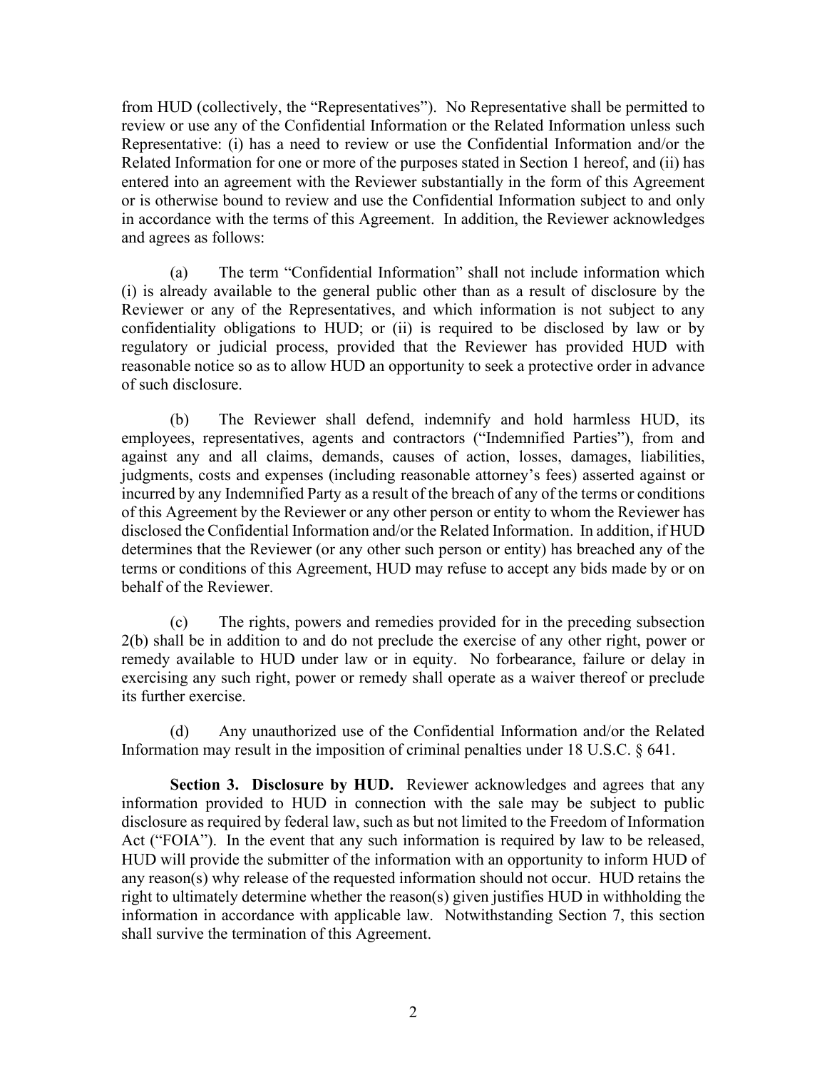from HUD (collectively, the "Representatives"). No Representative shall be permitted to review or use any of the Confidential Information or the Related Information unless such Representative: (i) has a need to review or use the Confidential Information and/or the Related Information for one or more of the purposes stated in Section 1 hereof, and (ii) has entered into an agreement with the Reviewer substantially in the form of this Agreement or is otherwise bound to review and use the Confidential Information subject to and only in accordance with the terms of this Agreement. In addition, the Reviewer acknowledges and agrees as follows:

(a) The term "Confidential Information" shall not include information which (i) is already available to the general public other than as a result of disclosure by the Reviewer or any of the Representatives, and which information is not subject to any confidentiality obligations to HUD; or (ii) is required to be disclosed by law or by regulatory or judicial process, provided that the Reviewer has provided HUD with reasonable notice so as to allow HUD an opportunity to seek a protective order in advance of such disclosure.

(b) The Reviewer shall defend, indemnify and hold harmless HUD, its employees, representatives, agents and contractors ("Indemnified Parties"), from and against any and all claims, demands, causes of action, losses, damages, liabilities, judgments, costs and expenses (including reasonable attorney's fees) asserted against or incurred by any Indemnified Party as a result of the breach of any of the terms or conditions of this Agreement by the Reviewer or any other person or entity to whom the Reviewer has disclosed the Confidential Information and/or the Related Information. In addition, if HUD determines that the Reviewer (or any other such person or entity) has breached any of the terms or conditions of this Agreement, HUD may refuse to accept any bids made by or on behalf of the Reviewer.

(c) The rights, powers and remedies provided for in the preceding subsection 2(b) shall be in addition to and do not preclude the exercise of any other right, power or remedy available to HUD under law or in equity. No forbearance, failure or delay in exercising any such right, power or remedy shall operate as a waiver thereof or preclude its further exercise.

(d) Any unauthorized use of the Confidential Information and/or the Related Information may result in the imposition of criminal penalties under 18 U.S.C. § 641.

**Section 3. Disclosure by HUD.** Reviewer acknowledges and agrees that any information provided to HUD in connection with the sale may be subject to public disclosure as required by federal law, such as but not limited to the Freedom of Information Act ("FOIA"). In the event that any such information is required by law to be released, HUD will provide the submitter of the information with an opportunity to inform HUD of any reason(s) why release of the requested information should not occur. HUD retains the right to ultimately determine whether the reason(s) given justifies HUD in withholding the information in accordance with applicable law. Notwithstanding Section 7, this section shall survive the termination of this Agreement.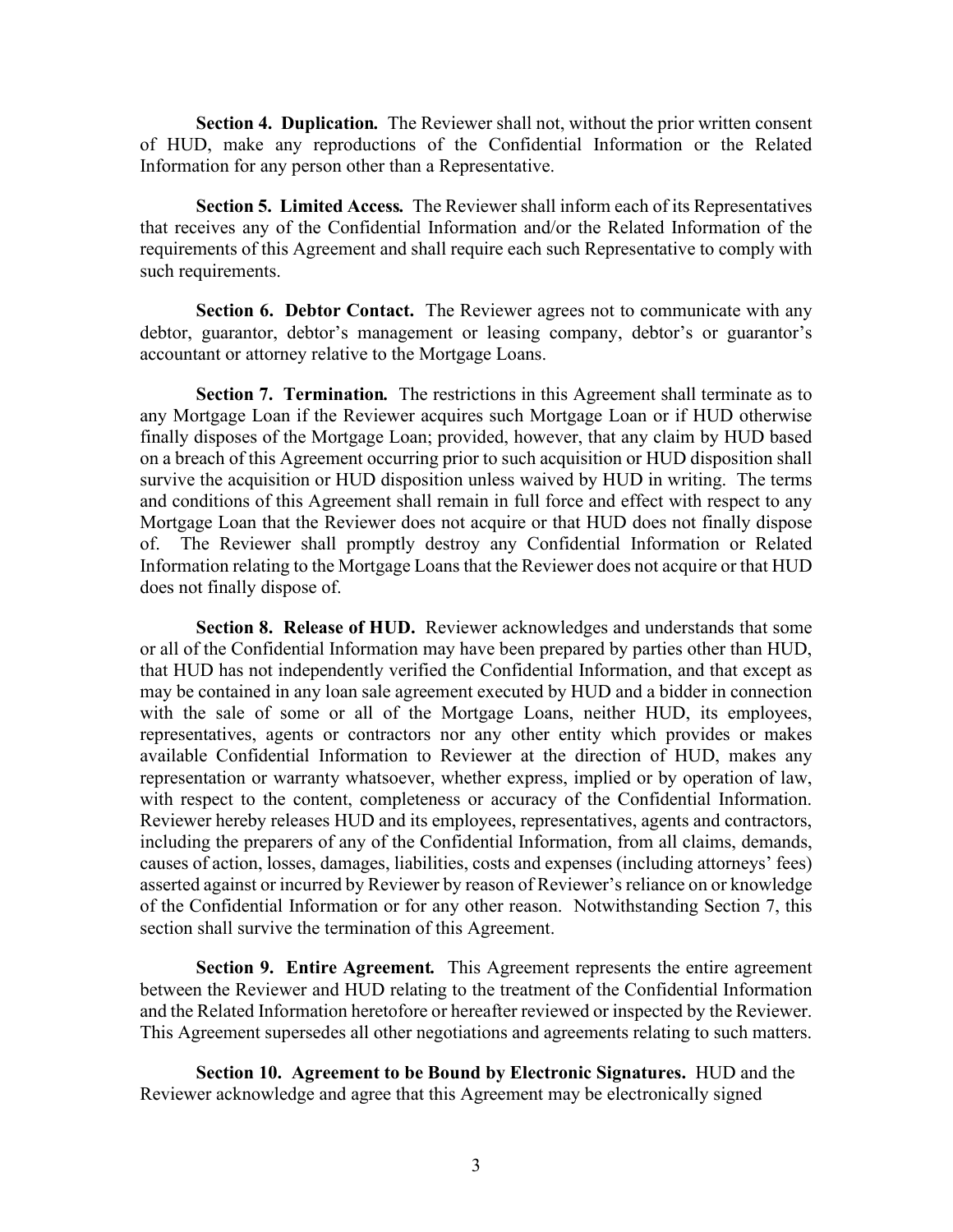**Section 4. Duplication.** The Reviewer shall not, without the prior written consent of HUD, make any reproductions of the Confidential Information or the Related Information for any person other than a Representative.

**Section 5. Limited Access.** The Reviewer shall inform each of its Representatives that receives any of the Confidential Information and/or the Related Information of the requirements of this Agreement and shall require each such Representative to comply with such requirements.

**Section 6. Debtor Contact.** The Reviewer agrees not to communicate with any debtor, guarantor, debtor's management or leasing company, debtor's or guarantor's accountant or attorney relative to the Mortgage Loans.

**Section 7. Termination.** The restrictions in this Agreement shall terminate as to any Mortgage Loan if the Reviewer acquires such Mortgage Loan or if HUD otherwise finally disposes of the Mortgage Loan; provided, however, that any claim by HUD based on a breach of this Agreement occurring prior to such acquisition or HUD disposition shall survive the acquisition or HUD disposition unless waived by HUD in writing. The terms and conditions of this Agreement shall remain in full force and effect with respect to any Mortgage Loan that the Reviewer does not acquire or that HUD does not finally dispose of. The Reviewer shall promptly destroy any Confidential Information or Related Information relating to the Mortgage Loans that the Reviewer does not acquire or that HUD does not finally dispose of.

**Section 8. Release of HUD.** Reviewer acknowledges and understands that some or all of the Confidential Information may have been prepared by parties other than HUD, that HUD has not independently verified the Confidential Information, and that except as may be contained in any loan sale agreement executed by HUD and a bidder in connection with the sale of some or all of the Mortgage Loans, neither HUD, its employees, representatives, agents or contractors nor any other entity which provides or makes available Confidential Information to Reviewer at the direction of HUD, makes any representation or warranty whatsoever, whether express, implied or by operation of law, with respect to the content, completeness or accuracy of the Confidential Information. Reviewer hereby releases HUD and its employees, representatives, agents and contractors, including the preparers of any of the Confidential Information, from all claims, demands, causes of action, losses, damages, liabilities, costs and expenses (including attorneys' fees) asserted against or incurred by Reviewer by reason of Reviewer's reliance on or knowledge of the Confidential Information or for any other reason. Notwithstanding Section 7, this section shall survive the termination of this Agreement.

**Section 9. Entire Agreement.** This Agreement represents the entire agreement between the Reviewer and HUD relating to the treatment of the Confidential Information and the Related Information heretofore or hereafter reviewed or inspected by the Reviewer. This Agreement supersedes all other negotiations and agreements relating to such matters.

**Section 10. Agreement to be Bound by Electronic Signatures.** HUD and the Reviewer acknowledge and agree that this Agreement may be electronically signed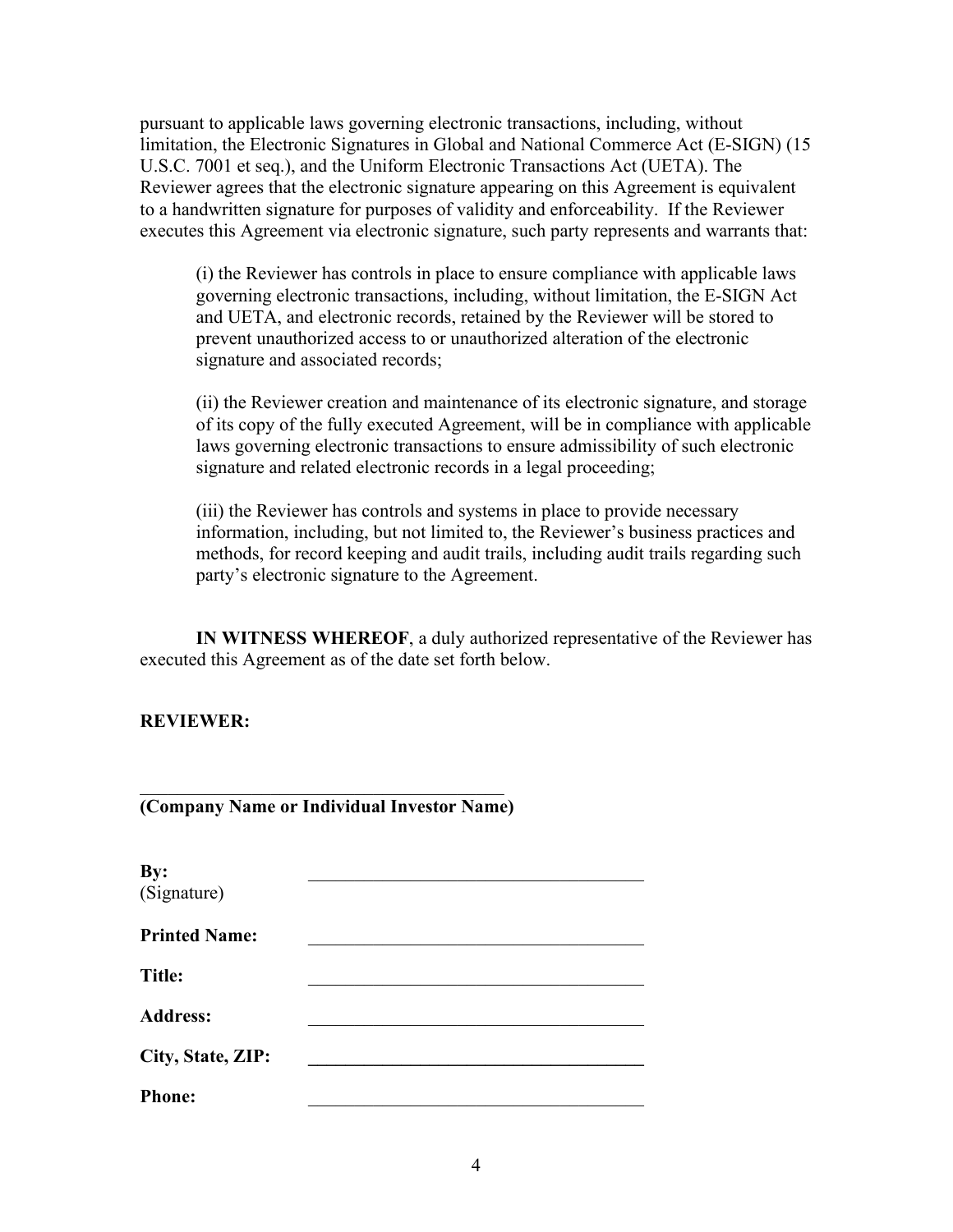pursuant to applicable laws governing electronic transactions, including, without limitation, the Electronic Signatures in Global and National Commerce Act (E-SIGN) (15 U.S.C. 7001 et seq.), and the Uniform Electronic Transactions Act (UETA). The Reviewer agrees that the electronic signature appearing on this Agreement is equivalent to a handwritten signature for purposes of validity and enforceability. If the Reviewer executes this Agreement via electronic signature, such party represents and warrants that:

(i) the Reviewer has controls in place to ensure compliance with applicable laws governing electronic transactions, including, without limitation, the E-SIGN Act and UETA, and electronic records, retained by the Reviewer will be stored to prevent unauthorized access to or unauthorized alteration of the electronic signature and associated records;

(ii) the Reviewer creation and maintenance of its electronic signature, and storage of its copy of the fully executed Agreement, will be in compliance with applicable laws governing electronic transactions to ensure admissibility of such electronic signature and related electronic records in a legal proceeding;

(iii) the Reviewer has controls and systems in place to provide necessary information, including, but not limited to, the Reviewer's business practices and methods, for record keeping and audit trails, including audit trails regarding such party's electronic signature to the Agreement.

**IN WITNESS WHEREOF**, a duly authorized representative of the Reviewer has executed this Agreement as of the date set forth below.

**REVIEWER:**

\_\_\_\_\_\_\_\_\_\_\_\_\_\_\_\_\_\_\_\_\_\_\_\_\_\_\_\_\_\_\_\_\_\_\_\_\_\_\_\_
**(Company Name or Individual Investor Name)**

**By:** \_\_\_\_\_\_\_\_\_\_\_\_\_\_\_\_\_\_\_\_\_\_\_\_\_\_\_\_\_\_\_\_\_\_\_\_
(Signature)

**Printed Name:** \_\_\_\_\_\_\_\_\_\_\_\_\_\_\_\_\_\_\_\_\_\_\_\_\_\_\_\_\_\_\_\_\_\_\_\_

**Title:** \_\_\_\_\_\_\_\_\_\_\_\_\_\_\_\_\_\_\_\_\_\_\_\_\_\_\_\_\_\_\_\_\_\_\_\_

**Address:** \_\_\_\_\_\_\_\_\_\_\_\_\_\_\_\_\_\_\_\_\_\_\_\_\_\_\_\_\_\_\_\_\_\_\_\_

**City, State, ZIP:** \_\_\_\_\_\_\_\_\_\_\_\_\_\_\_\_\_\_\_\_\_\_\_\_\_\_\_\_\_\_\_\_\_\_\_\_

**Phone:** \_\_\_\_\_\_\_\_\_\_\_\_\_\_\_\_\_\_\_\_\_\_\_\_\_\_\_\_\_\_\_\_\_\_\_\_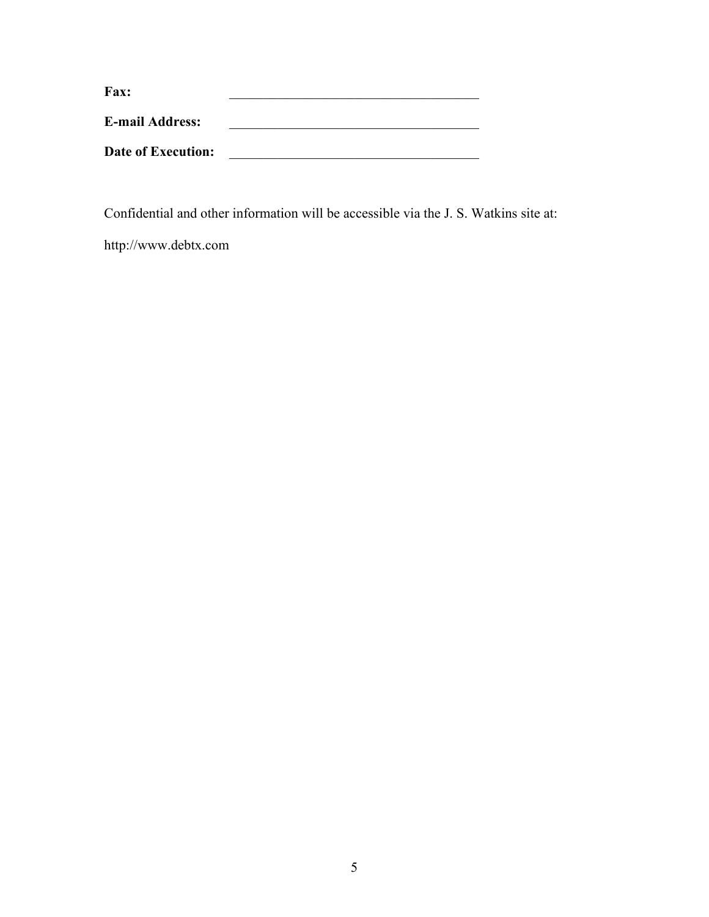**Fax:** \_\_\_\_\_\_\_\_\_\_\_\_\_\_\_\_\_\_\_\_\_\_\_\_\_\_\_\_\_\_\_\_\_\_\_\_\_\_

**E-mail Address:** \_\_\_\_\_\_\_\_\_\_\_\_\_\_\_\_\_\_\_\_\_\_\_\_\_\_\_\_\_\_\_\_\_\_\_\_\_\_

**Date of Execution:** \_\_\_\_\_\_\_\_\_\_\_\_\_\_\_\_\_\_\_\_\_\_\_\_\_\_\_\_\_\_\_\_\_\_\_\_\_\_

Confidential and other information will be accessible via the J. S. Watkins site at:

http://www.debtx.com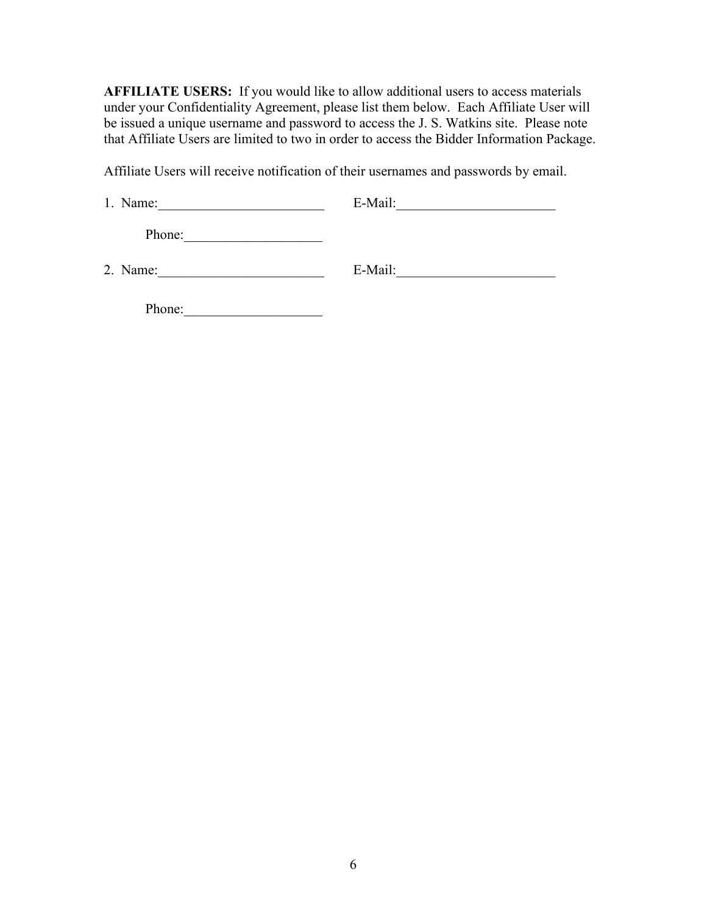**AFFILIATE USERS:** If you would like to allow additional users to access materials under your Confidentiality Agreement, please list them below. Each Affiliate User will be issued a unique username and password to access the J. S. Watkins site. Please note that Affiliate Users are limited to two in order to access the Bidder Information Package.

Affiliate Users will receive notification of their usernames and passwords by email.

1. Name:________________________ E-Mail:_______________________

   Phone:____________________

2. Name:________________________ E-Mail:_______________________

   Phone:____________________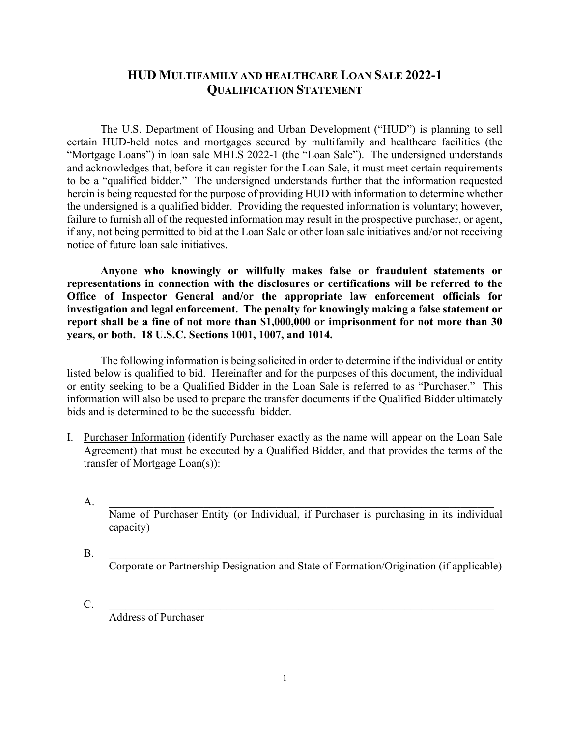# HUD MULTIFAMILY AND HEALTHCARE LOAN SALE 2022-1
## QUALIFICATION STATEMENT

The U.S. Department of Housing and Urban Development ("HUD") is planning to sell certain HUD-held notes and mortgages secured by multifamily and healthcare facilities (the "Mortgage Loans") in loan sale MHLS 2022-1 (the "Loan Sale"). The undersigned understands and acknowledges that, before it can register for the Loan Sale, it must meet certain requirements to be a "qualified bidder." The undersigned understands further that the information requested herein is being requested for the purpose of providing HUD with information to determine whether the undersigned is a qualified bidder. Providing the requested information is voluntary; however, failure to furnish all of the requested information may result in the prospective purchaser, or agent, if any, not being permitted to bid at the Loan Sale or other loan sale initiatives and/or not receiving notice of future loan sale initiatives.

**Anyone who knowingly or willfully makes false or fraudulent statements or representations in connection with the disclosures or certifications will be referred to the Office of Inspector General and/or the appropriate law enforcement officials for investigation and legal enforcement. The penalty for knowingly making a false statement or report shall be a fine of not more than $1,000,000 or imprisonment for not more than 30 years, or both. 18 U.S.C. Sections 1001, 1007, and 1014.**

The following information is being solicited in order to determine if the individual or entity listed below is qualified to bid. Hereinafter and for the purposes of this document, the individual or entity seeking to be a Qualified Bidder in the Loan Sale is referred to as "Purchaser." This information will also be used to prepare the transfer documents if the Qualified Bidder ultimately bids and is determined to be the successful bidder.

I. Purchaser Information (identify Purchaser exactly as the name will appear on the Loan Sale Agreement) that must be executed by a Qualified Bidder, and that provides the terms of the transfer of Mortgage Loan(s)):

   A. ______________________________________________________________
      Name of Purchaser Entity (or Individual, if Purchaser is purchasing in its individual capacity)

   B. ______________________________________________________________
      Corporate or Partnership Designation and State of Formation/Origination (if applicable)

   C. ______________________________________________________________
      Address of Purchaser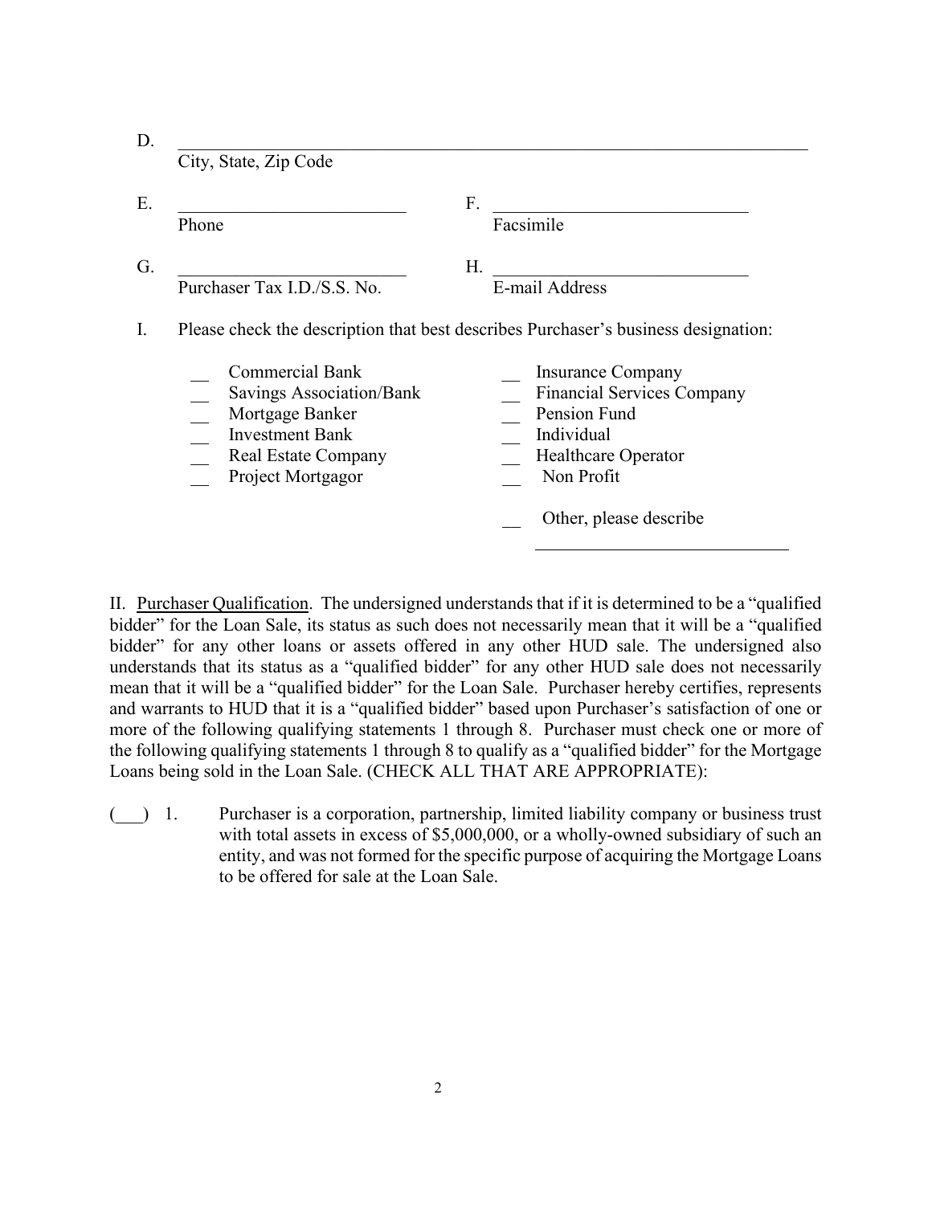D. \_\_\_\_\_\_\_\_\_\_\_\_\_\_\_\_\_\_\_\_\_\_\_\_\_\_\_\_\_\_\_\_\_\_\_\_\_\_\_\_\_\_\_\_\_\_\_\_\_\_\_\_\_\_\_\_\_\_\_\_\_\_
City, State, Zip Code

E. \_\_\_\_\_\_\_\_\_\_\_\_\_\_\_\_\_\_\_\_\_\_\_\_\_ F. \_\_\_\_\_\_\_\_\_\_\_\_\_\_\_\_\_\_\_\_\_\_\_\_\_\_\_\_
Phone Facsimile

G. \_\_\_\_\_\_\_\_\_\_\_\_\_\_\_\_\_\_\_\_\_\_\_\_\_ H. \_\_\_\_\_\_\_\_\_\_\_\_\_\_\_\_\_\_\_\_\_\_\_\_\_\_\_\_
Purchaser Tax I.D./S.S. No. E-mail Address

I. Please check the description that best describes Purchaser's business designation:

\_\_ Commercial Bank
\_\_ Savings Association/Bank
\_\_ Mortgage Banker
\_\_ Investment Bank
\_\_ Real Estate Company
\_\_ Project Mortgagor
\_\_ Insurance Company
\_\_ Financial Services Company
\_\_ Pension Fund
\_\_ Individual
\_\_ Healthcare Operator
\_\_ Non Profit
\_\_ Other, please describe \_\_\_\_\_\_\_\_\_\_\_\_\_\_\_\_\_\_\_\_\_\_\_\_\_\_\_\_

II. Purchaser Qualification. The undersigned understands that if it is determined to be a "qualified bidder" for the Loan Sale, its status as such does not necessarily mean that it will be a "qualified bidder" for any other loans or assets offered in any other HUD sale. The undersigned also understands that its status as a "qualified bidder" for any other HUD sale does not necessarily mean that it will be a "qualified bidder" for the Loan Sale. Purchaser hereby certifies, represents and warrants to HUD that it is a "qualified bidder" based upon Purchaser's satisfaction of one or more of the following qualifying statements 1 through 8. Purchaser must check one or more of the following qualifying statements 1 through 8 to qualify as a "qualified bidder" for the Mortgage Loans being sold in the Loan Sale. (CHECK ALL THAT ARE APPROPRIATE):

(\_\_\_) 1. Purchaser is a corporation, partnership, limited liability company or business trust with total assets in excess of $5,000,000, or a wholly-owned subsidiary of such an entity, and was not formed for the specific purpose of acquiring the Mortgage Loans to be offered for sale at the Loan Sale.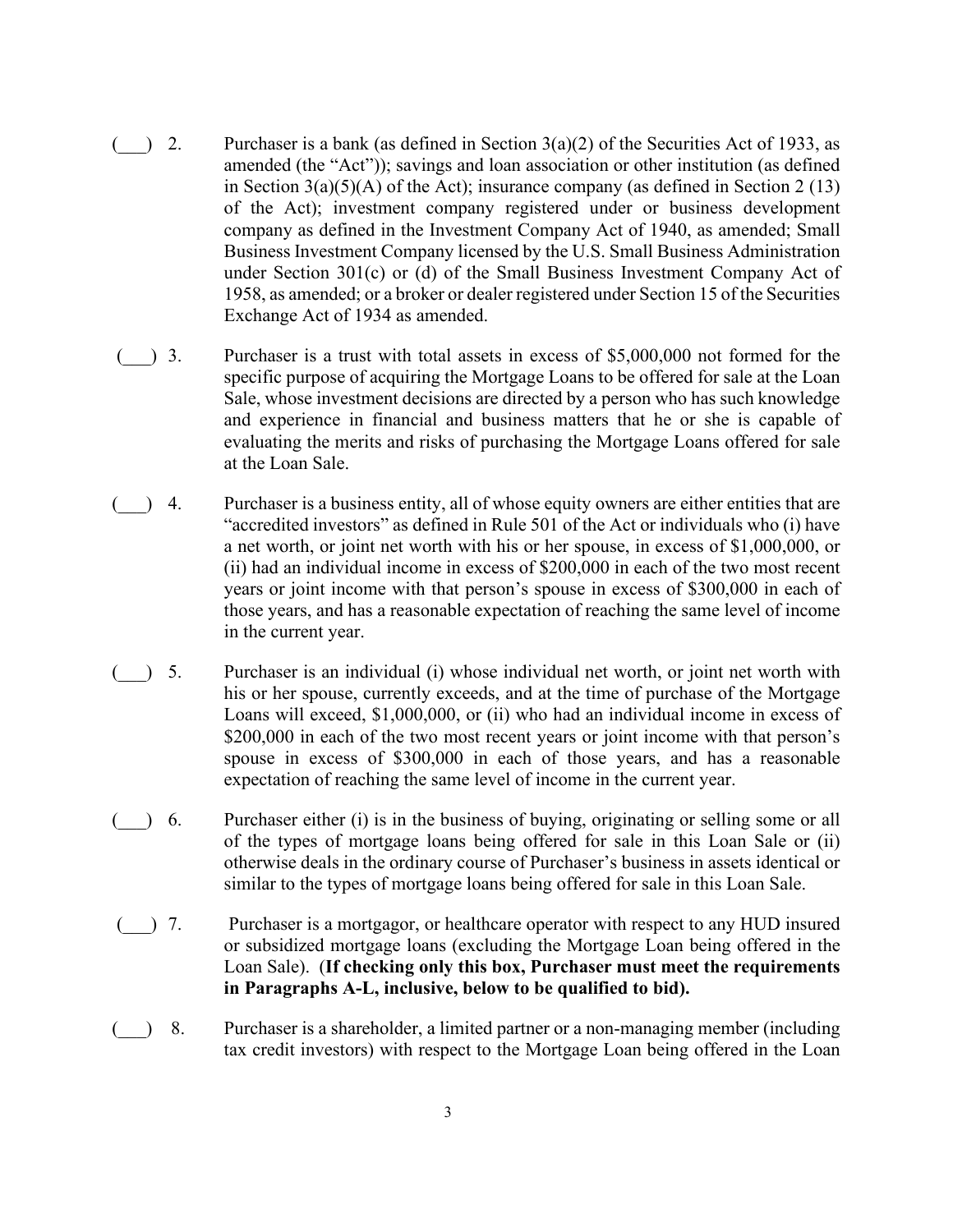(___) 2. Purchaser is a bank (as defined in Section 3(a)(2) of the Securities Act of 1933, as amended (the "Act")); savings and loan association or other institution (as defined in Section 3(a)(5)(A) of the Act); insurance company (as defined in Section 2 (13) of the Act); investment company registered under or business development company as defined in the Investment Company Act of 1940, as amended; Small Business Investment Company licensed by the U.S. Small Business Administration under Section 301(c) or (d) of the Small Business Investment Company Act of 1958, as amended; or a broker or dealer registered under Section 15 of the Securities Exchange Act of 1934 as amended.

(___) 3. Purchaser is a trust with total assets in excess of $5,000,000 not formed for the specific purpose of acquiring the Mortgage Loans to be offered for sale at the Loan Sale, whose investment decisions are directed by a person who has such knowledge and experience in financial and business matters that he or she is capable of evaluating the merits and risks of purchasing the Mortgage Loans offered for sale at the Loan Sale.

(___) 4. Purchaser is a business entity, all of whose equity owners are either entities that are "accredited investors" as defined in Rule 501 of the Act or individuals who (i) have a net worth, or joint net worth with his or her spouse, in excess of $1,000,000, or (ii) had an individual income in excess of $200,000 in each of the two most recent years or joint income with that person's spouse in excess of $300,000 in each of those years, and has a reasonable expectation of reaching the same level of income in the current year.

(___) 5. Purchaser is an individual (i) whose individual net worth, or joint net worth with his or her spouse, currently exceeds, and at the time of purchase of the Mortgage Loans will exceed, $1,000,000, or (ii) who had an individual income in excess of $200,000 in each of the two most recent years or joint income with that person's spouse in excess of $300,000 in each of those years, and has a reasonable expectation of reaching the same level of income in the current year.

(___) 6. Purchaser either (i) is in the business of buying, originating or selling some or all of the types of mortgage loans being offered for sale in this Loan Sale or (ii) otherwise deals in the ordinary course of Purchaser's business in assets identical or similar to the types of mortgage loans being offered for sale in this Loan Sale.

(___) 7. Purchaser is a mortgagor, or healthcare operator with respect to any HUD insured or subsidized mortgage loans (excluding the Mortgage Loan being offered in the Loan Sale). (**If checking only this box, Purchaser must meet the requirements in Paragraphs A-L, inclusive, below to be qualified to bid).**

(___) 8. Purchaser is a shareholder, a limited partner or a non-managing member (including tax credit investors) with respect to the Mortgage Loan being offered in the Loan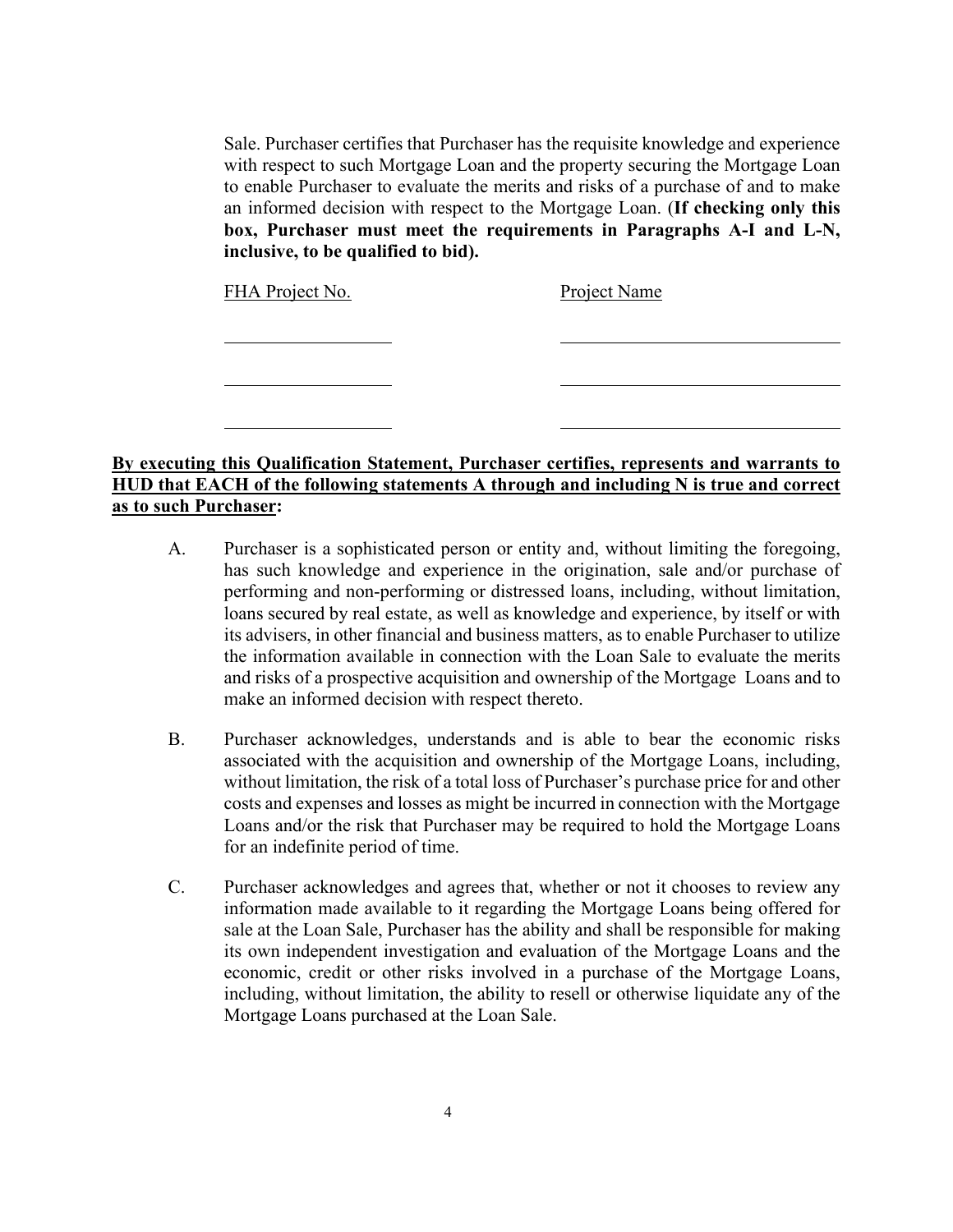Sale. Purchaser certifies that Purchaser has the requisite knowledge and experience with respect to such Mortgage Loan and the property securing the Mortgage Loan to enable Purchaser to evaluate the merits and risks of a purchase of and to make an informed decision with respect to the Mortgage Loan. (**If checking only this box, Purchaser must meet the requirements in Paragraphs A-I and L-N, inclusive, to be qualified to bid).**

| FHA Project No. | Project Name |
| --- | --- |
| | |
| | |
| | |

**By executing this Qualification Statement, Purchaser certifies, represents and warrants to HUD that EACH of the following statements A through and including N is true and correct as to such Purchaser:**

A. Purchaser is a sophisticated person or entity and, without limiting the foregoing, has such knowledge and experience in the origination, sale and/or purchase of performing and non-performing or distressed loans, including, without limitation, loans secured by real estate, as well as knowledge and experience, by itself or with its advisers, in other financial and business matters, as to enable Purchaser to utilize the information available in connection with the Loan Sale to evaluate the merits and risks of a prospective acquisition and ownership of the Mortgage Loans and to make an informed decision with respect thereto.

B. Purchaser acknowledges, understands and is able to bear the economic risks associated with the acquisition and ownership of the Mortgage Loans, including, without limitation, the risk of a total loss of Purchaser's purchase price for and other costs and expenses and losses as might be incurred in connection with the Mortgage Loans and/or the risk that Purchaser may be required to hold the Mortgage Loans for an indefinite period of time.

C. Purchaser acknowledges and agrees that, whether or not it chooses to review any information made available to it regarding the Mortgage Loans being offered for sale at the Loan Sale, Purchaser has the ability and shall be responsible for making its own independent investigation and evaluation of the Mortgage Loans and the economic, credit or other risks involved in a purchase of the Mortgage Loans, including, without limitation, the ability to resell or otherwise liquidate any of the Mortgage Loans purchased at the Loan Sale.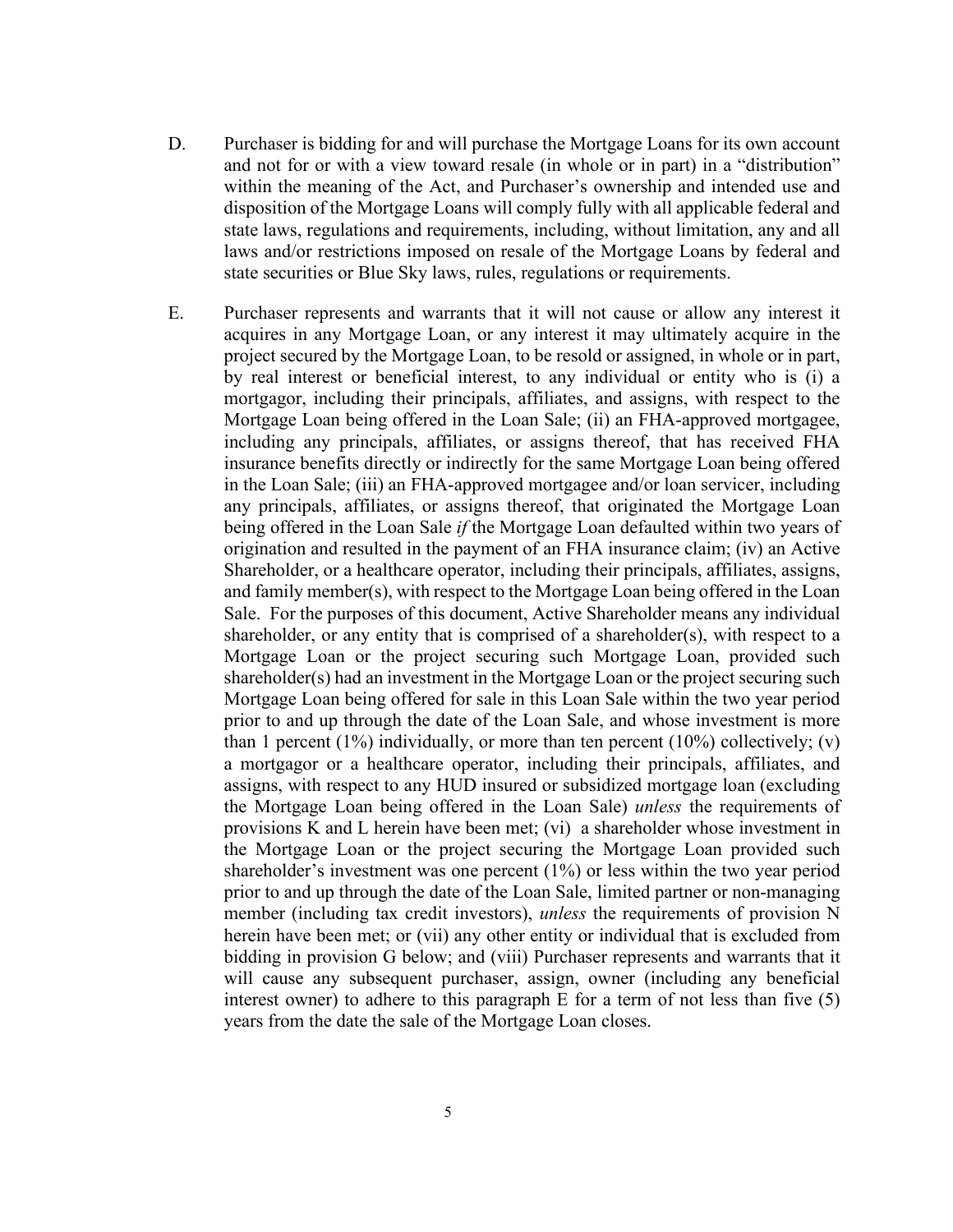D. Purchaser is bidding for and will purchase the Mortgage Loans for its own account and not for or with a view toward resale (in whole or in part) in a "distribution" within the meaning of the Act, and Purchaser's ownership and intended use and disposition of the Mortgage Loans will comply fully with all applicable federal and state laws, regulations and requirements, including, without limitation, any and all laws and/or restrictions imposed on resale of the Mortgage Loans by federal and state securities or Blue Sky laws, rules, regulations or requirements.

E. Purchaser represents and warrants that it will not cause or allow any interest it acquires in any Mortgage Loan, or any interest it may ultimately acquire in the project secured by the Mortgage Loan, to be resold or assigned, in whole or in part, by real interest or beneficial interest, to any individual or entity who is (i) a mortgagor, including their principals, affiliates, and assigns, with respect to the Mortgage Loan being offered in the Loan Sale; (ii) an FHA-approved mortgagee, including any principals, affiliates, or assigns thereof, that has received FHA insurance benefits directly or indirectly for the same Mortgage Loan being offered in the Loan Sale; (iii) an FHA-approved mortgagee and/or loan servicer, including any principals, affiliates, or assigns thereof, that originated the Mortgage Loan being offered in the Loan Sale *if* the Mortgage Loan defaulted within two years of origination and resulted in the payment of an FHA insurance claim; (iv) an Active Shareholder, or a healthcare operator, including their principals, affiliates, assigns, and family member(s), with respect to the Mortgage Loan being offered in the Loan Sale. For the purposes of this document, Active Shareholder means any individual shareholder, or any entity that is comprised of a shareholder(s), with respect to a Mortgage Loan or the project securing such Mortgage Loan, provided such shareholder(s) had an investment in the Mortgage Loan or the project securing such Mortgage Loan being offered for sale in this Loan Sale within the two year period prior to and up through the date of the Loan Sale, and whose investment is more than 1 percent (1%) individually, or more than ten percent (10%) collectively; (v) a mortgagor or a healthcare operator, including their principals, affiliates, and assigns, with respect to any HUD insured or subsidized mortgage loan (excluding the Mortgage Loan being offered in the Loan Sale) *unless* the requirements of provisions K and L herein have been met; (vi) a shareholder whose investment in the Mortgage Loan or the project securing the Mortgage Loan provided such shareholder's investment was one percent (1%) or less within the two year period prior to and up through the date of the Loan Sale, limited partner or non-managing member (including tax credit investors), *unless* the requirements of provision N herein have been met; or (vii) any other entity or individual that is excluded from bidding in provision G below; and (viii) Purchaser represents and warrants that it will cause any subsequent purchaser, assign, owner (including any beneficial interest owner) to adhere to this paragraph E for a term of not less than five (5) years from the date the sale of the Mortgage Loan closes.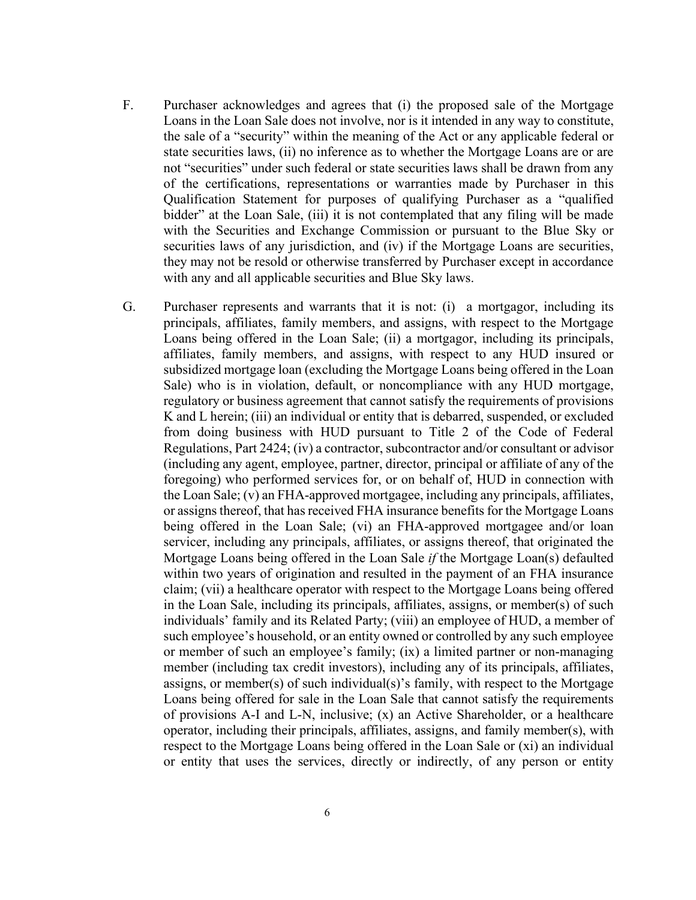F. Purchaser acknowledges and agrees that (i) the proposed sale of the Mortgage Loans in the Loan Sale does not involve, nor is it intended in any way to constitute, the sale of a "security" within the meaning of the Act or any applicable federal or state securities laws, (ii) no inference as to whether the Mortgage Loans are or are not "securities" under such federal or state securities laws shall be drawn from any of the certifications, representations or warranties made by Purchaser in this Qualification Statement for purposes of qualifying Purchaser as a "qualified bidder" at the Loan Sale, (iii) it is not contemplated that any filing will be made with the Securities and Exchange Commission or pursuant to the Blue Sky or securities laws of any jurisdiction, and (iv) if the Mortgage Loans are securities, they may not be resold or otherwise transferred by Purchaser except in accordance with any and all applicable securities and Blue Sky laws.

G. Purchaser represents and warrants that it is not: (i) a mortgagor, including its principals, affiliates, family members, and assigns, with respect to the Mortgage Loans being offered in the Loan Sale; (ii) a mortgagor, including its principals, affiliates, family members, and assigns, with respect to any HUD insured or subsidized mortgage loan (excluding the Mortgage Loans being offered in the Loan Sale) who is in violation, default, or noncompliance with any HUD mortgage, regulatory or business agreement that cannot satisfy the requirements of provisions K and L herein; (iii) an individual or entity that is debarred, suspended, or excluded from doing business with HUD pursuant to Title 2 of the Code of Federal Regulations, Part 2424; (iv) a contractor, subcontractor and/or consultant or advisor (including any agent, employee, partner, director, principal or affiliate of any of the foregoing) who performed services for, or on behalf of, HUD in connection with the Loan Sale; (v) an FHA-approved mortgagee, including any principals, affiliates, or assigns thereof, that has received FHA insurance benefits for the Mortgage Loans being offered in the Loan Sale; (vi) an FHA-approved mortgagee and/or loan servicer, including any principals, affiliates, or assigns thereof, that originated the Mortgage Loans being offered in the Loan Sale *if* the Mortgage Loan(s) defaulted within two years of origination and resulted in the payment of an FHA insurance claim; (vii) a healthcare operator with respect to the Mortgage Loans being offered in the Loan Sale, including its principals, affiliates, assigns, or member(s) of such individuals' family and its Related Party; (viii) an employee of HUD, a member of such employee's household, or an entity owned or controlled by any such employee or member of such an employee's family; (ix) a limited partner or non-managing member (including tax credit investors), including any of its principals, affiliates, assigns, or member(s) of such individual(s)'s family, with respect to the Mortgage Loans being offered for sale in the Loan Sale that cannot satisfy the requirements of provisions A-I and L-N, inclusive; (x) an Active Shareholder, or a healthcare operator, including their principals, affiliates, assigns, and family member(s), with respect to the Mortgage Loans being offered in the Loan Sale or (xi) an individual or entity that uses the services, directly or indirectly, of any person or entity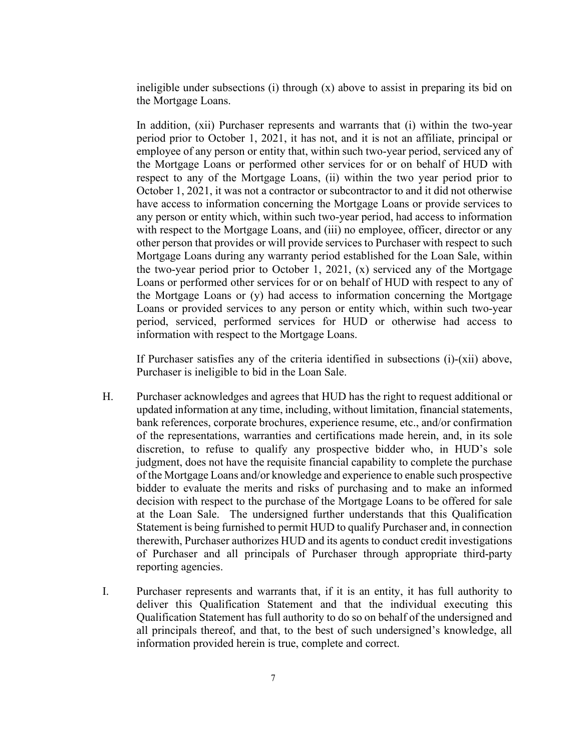ineligible under subsections (i) through (x) above to assist in preparing its bid on the Mortgage Loans.

In addition, (xii) Purchaser represents and warrants that (i) within the two-year period prior to October 1, 2021, it has not, and it is not an affiliate, principal or employee of any person or entity that, within such two-year period, serviced any of the Mortgage Loans or performed other services for or on behalf of HUD with respect to any of the Mortgage Loans, (ii) within the two year period prior to October 1, 2021, it was not a contractor or subcontractor to and it did not otherwise have access to information concerning the Mortgage Loans or provide services to any person or entity which, within such two-year period, had access to information with respect to the Mortgage Loans, and (iii) no employee, officer, director or any other person that provides or will provide services to Purchaser with respect to such Mortgage Loans during any warranty period established for the Loan Sale, within the two-year period prior to October 1, 2021, (x) serviced any of the Mortgage Loans or performed other services for or on behalf of HUD with respect to any of the Mortgage Loans or (y) had access to information concerning the Mortgage Loans or provided services to any person or entity which, within such two-year period, serviced, performed services for HUD or otherwise had access to information with respect to the Mortgage Loans.

If Purchaser satisfies any of the criteria identified in subsections (i)-(xii) above, Purchaser is ineligible to bid in the Loan Sale.

H. Purchaser acknowledges and agrees that HUD has the right to request additional or updated information at any time, including, without limitation, financial statements, bank references, corporate brochures, experience resume, etc., and/or confirmation of the representations, warranties and certifications made herein, and, in its sole discretion, to refuse to qualify any prospective bidder who, in HUD's sole judgment, does not have the requisite financial capability to complete the purchase of the Mortgage Loans and/or knowledge and experience to enable such prospective bidder to evaluate the merits and risks of purchasing and to make an informed decision with respect to the purchase of the Mortgage Loans to be offered for sale at the Loan Sale. The undersigned further understands that this Qualification Statement is being furnished to permit HUD to qualify Purchaser and, in connection therewith, Purchaser authorizes HUD and its agents to conduct credit investigations of Purchaser and all principals of Purchaser through appropriate third-party reporting agencies.

I. Purchaser represents and warrants that, if it is an entity, it has full authority to deliver this Qualification Statement and that the individual executing this Qualification Statement has full authority to do so on behalf of the undersigned and all principals thereof, and that, to the best of such undersigned's knowledge, all information provided herein is true, complete and correct.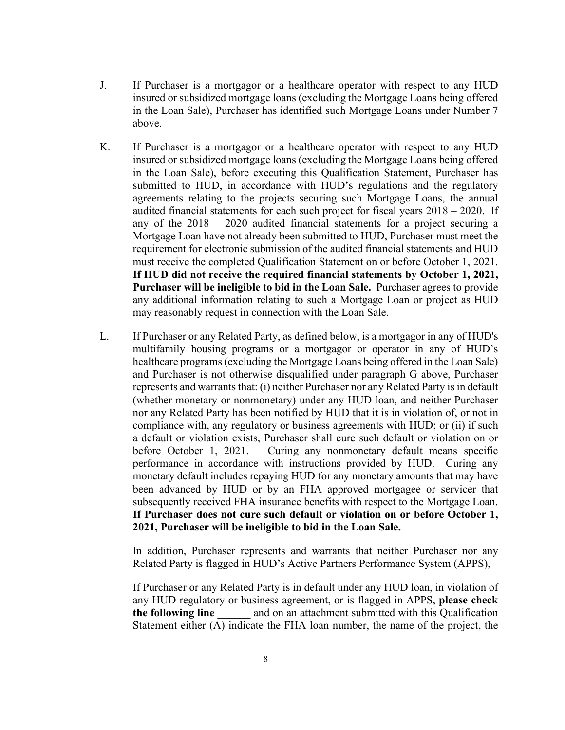J. If Purchaser is a mortgagor or a healthcare operator with respect to any HUD insured or subsidized mortgage loans (excluding the Mortgage Loans being offered in the Loan Sale), Purchaser has identified such Mortgage Loans under Number 7 above.

K. If Purchaser is a mortgagor or a healthcare operator with respect to any HUD insured or subsidized mortgage loans (excluding the Mortgage Loans being offered in the Loan Sale), before executing this Qualification Statement, Purchaser has submitted to HUD, in accordance with HUD's regulations and the regulatory agreements relating to the projects securing such Mortgage Loans, the annual audited financial statements for each such project for fiscal years 2018 – 2020. If any of the 2018 – 2020 audited financial statements for a project securing a Mortgage Loan have not already been submitted to HUD, Purchaser must meet the requirement for electronic submission of the audited financial statements and HUD must receive the completed Qualification Statement on or before October 1, 2021. **If HUD did not receive the required financial statements by October 1, 2021, Purchaser will be ineligible to bid in the Loan Sale.** Purchaser agrees to provide any additional information relating to such a Mortgage Loan or project as HUD may reasonably request in connection with the Loan Sale.

L. If Purchaser or any Related Party, as defined below, is a mortgagor in any of HUD's multifamily housing programs or a mortgagor or operator in any of HUD's healthcare programs (excluding the Mortgage Loans being offered in the Loan Sale) and Purchaser is not otherwise disqualified under paragraph G above, Purchaser represents and warrants that: (i) neither Purchaser nor any Related Party is in default (whether monetary or nonmonetary) under any HUD loan, and neither Purchaser nor any Related Party has been notified by HUD that it is in violation of, or not in compliance with, any regulatory or business agreements with HUD; or (ii) if such a default or violation exists, Purchaser shall cure such default or violation on or before October 1, 2021. Curing any nonmonetary default means specific performance in accordance with instructions provided by HUD. Curing any monetary default includes repaying HUD for any monetary amounts that may have been advanced by HUD or by an FHA approved mortgagee or servicer that subsequently received FHA insurance benefits with respect to the Mortgage Loan. **If Purchaser does not cure such default or violation on or before October 1, 2021, Purchaser will be ineligible to bid in the Loan Sale.**

In addition, Purchaser represents and warrants that neither Purchaser nor any Related Party is flagged in HUD's Active Partners Performance System (APPS),

If Purchaser or any Related Party is in default under any HUD loan, in violation of any HUD regulatory or business agreement, or is flagged in APPS, **please check the following line ______** and on an attachment submitted with this Qualification Statement either (A) indicate the FHA loan number, the name of the project, the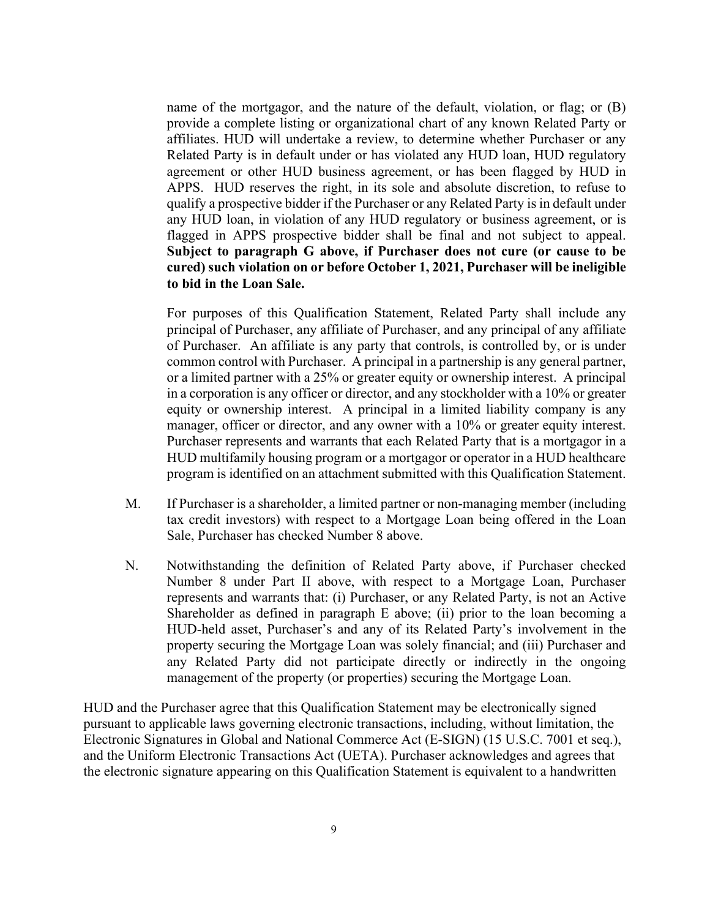name of the mortgagor, and the nature of the default, violation, or flag; or (B) provide a complete listing or organizational chart of any known Related Party or affiliates. HUD will undertake a review, to determine whether Purchaser or any Related Party is in default under or has violated any HUD loan, HUD regulatory agreement or other HUD business agreement, or has been flagged by HUD in APPS. HUD reserves the right, in its sole and absolute discretion, to refuse to qualify a prospective bidder if the Purchaser or any Related Party is in default under any HUD loan, in violation of any HUD regulatory or business agreement, or is flagged in APPS prospective bidder shall be final and not subject to appeal. **Subject to paragraph G above, if Purchaser does not cure (or cause to be cured) such violation on or before October 1, 2021, Purchaser will be ineligible to bid in the Loan Sale.**

For purposes of this Qualification Statement, Related Party shall include any principal of Purchaser, any affiliate of Purchaser, and any principal of any affiliate of Purchaser. An affiliate is any party that controls, is controlled by, or is under common control with Purchaser. A principal in a partnership is any general partner, or a limited partner with a 25% or greater equity or ownership interest. A principal in a corporation is any officer or director, and any stockholder with a 10% or greater equity or ownership interest. A principal in a limited liability company is any manager, officer or director, and any owner with a 10% or greater equity interest. Purchaser represents and warrants that each Related Party that is a mortgagor in a HUD multifamily housing program or a mortgagor or operator in a HUD healthcare program is identified on an attachment submitted with this Qualification Statement.

M. If Purchaser is a shareholder, a limited partner or non-managing member (including tax credit investors) with respect to a Mortgage Loan being offered in the Loan Sale, Purchaser has checked Number 8 above.

N. Notwithstanding the definition of Related Party above, if Purchaser checked Number 8 under Part II above, with respect to a Mortgage Loan, Purchaser represents and warrants that: (i) Purchaser, or any Related Party, is not an Active Shareholder as defined in paragraph E above; (ii) prior to the loan becoming a HUD-held asset, Purchaser's and any of its Related Party's involvement in the property securing the Mortgage Loan was solely financial; and (iii) Purchaser and any Related Party did not participate directly or indirectly in the ongoing management of the property (or properties) securing the Mortgage Loan.

HUD and the Purchaser agree that this Qualification Statement may be electronically signed pursuant to applicable laws governing electronic transactions, including, without limitation, the Electronic Signatures in Global and National Commerce Act (E-SIGN) (15 U.S.C. 7001 et seq.), and the Uniform Electronic Transactions Act (UETA). Purchaser acknowledges and agrees that the electronic signature appearing on this Qualification Statement is equivalent to a handwritten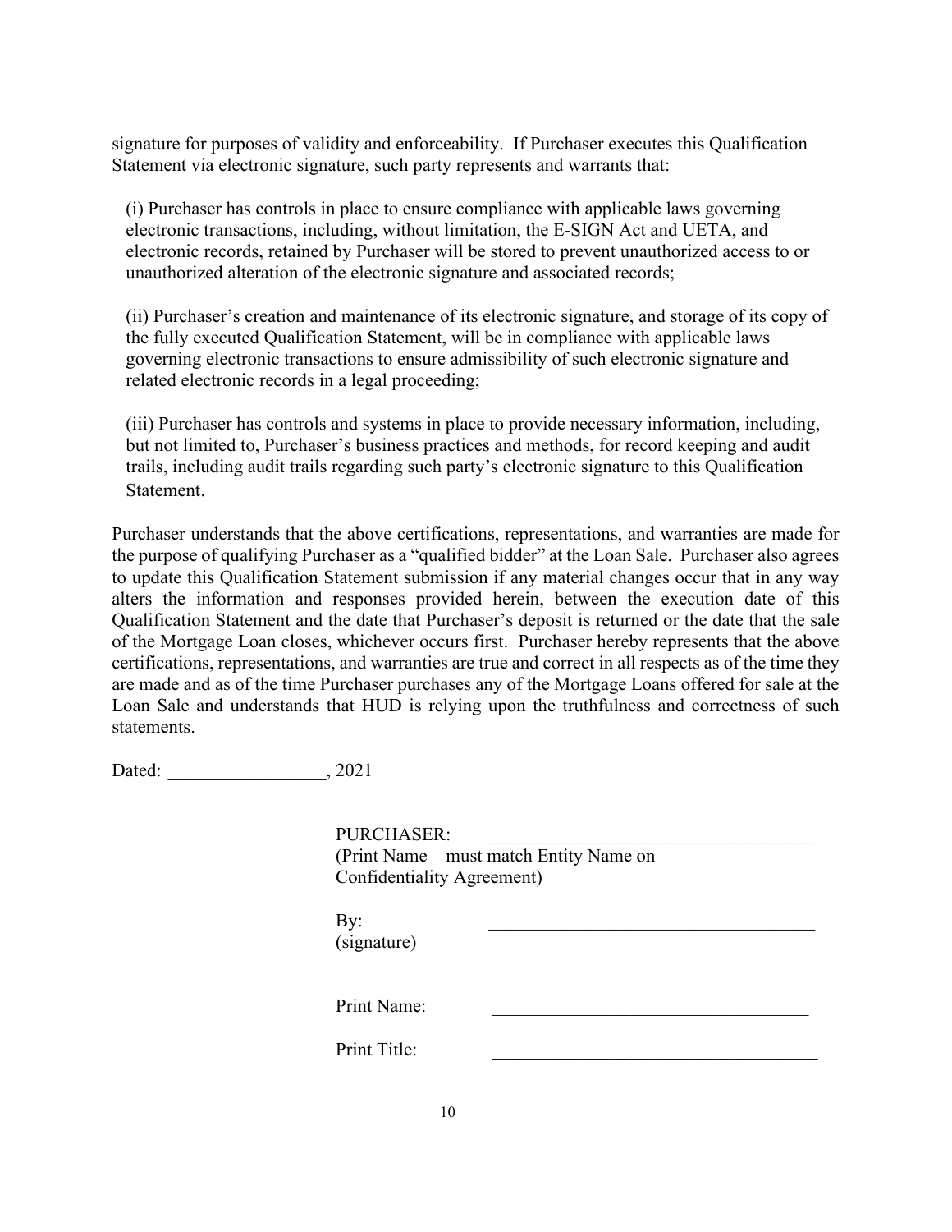signature for purposes of validity and enforceability. If Purchaser executes this Qualification Statement via electronic signature, such party represents and warrants that:

(i) Purchaser has controls in place to ensure compliance with applicable laws governing electronic transactions, including, without limitation, the E-SIGN Act and UETA, and electronic records, retained by Purchaser will be stored to prevent unauthorized access to or unauthorized alteration of the electronic signature and associated records;

(ii) Purchaser's creation and maintenance of its electronic signature, and storage of its copy of the fully executed Qualification Statement, will be in compliance with applicable laws governing electronic transactions to ensure admissibility of such electronic signature and related electronic records in a legal proceeding;

(iii) Purchaser has controls and systems in place to provide necessary information, including, but not limited to, Purchaser's business practices and methods, for record keeping and audit trails, including audit trails regarding such party's electronic signature to this Qualification Statement.

Purchaser understands that the above certifications, representations, and warranties are made for the purpose of qualifying Purchaser as a "qualified bidder" at the Loan Sale. Purchaser also agrees to update this Qualification Statement submission if any material changes occur that in any way alters the information and responses provided herein, between the execution date of this Qualification Statement and the date that Purchaser's deposit is returned or the date that the sale of the Mortgage Loan closes, whichever occurs first. Purchaser hereby represents that the above certifications, representations, and warranties are true and correct in all respects as of the time they are made and as of the time Purchaser purchases any of the Mortgage Loans offered for sale at the Loan Sale and understands that HUD is relying upon the truthfulness and correctness of such statements.

Dated: _________________, 2021

PURCHASER: ___________________________________
(Print Name – must match Entity Name on Confidentiality Agreement)

By: ___________________________________
(signature)

Print Name: ___________________________________

Print Title: ___________________________________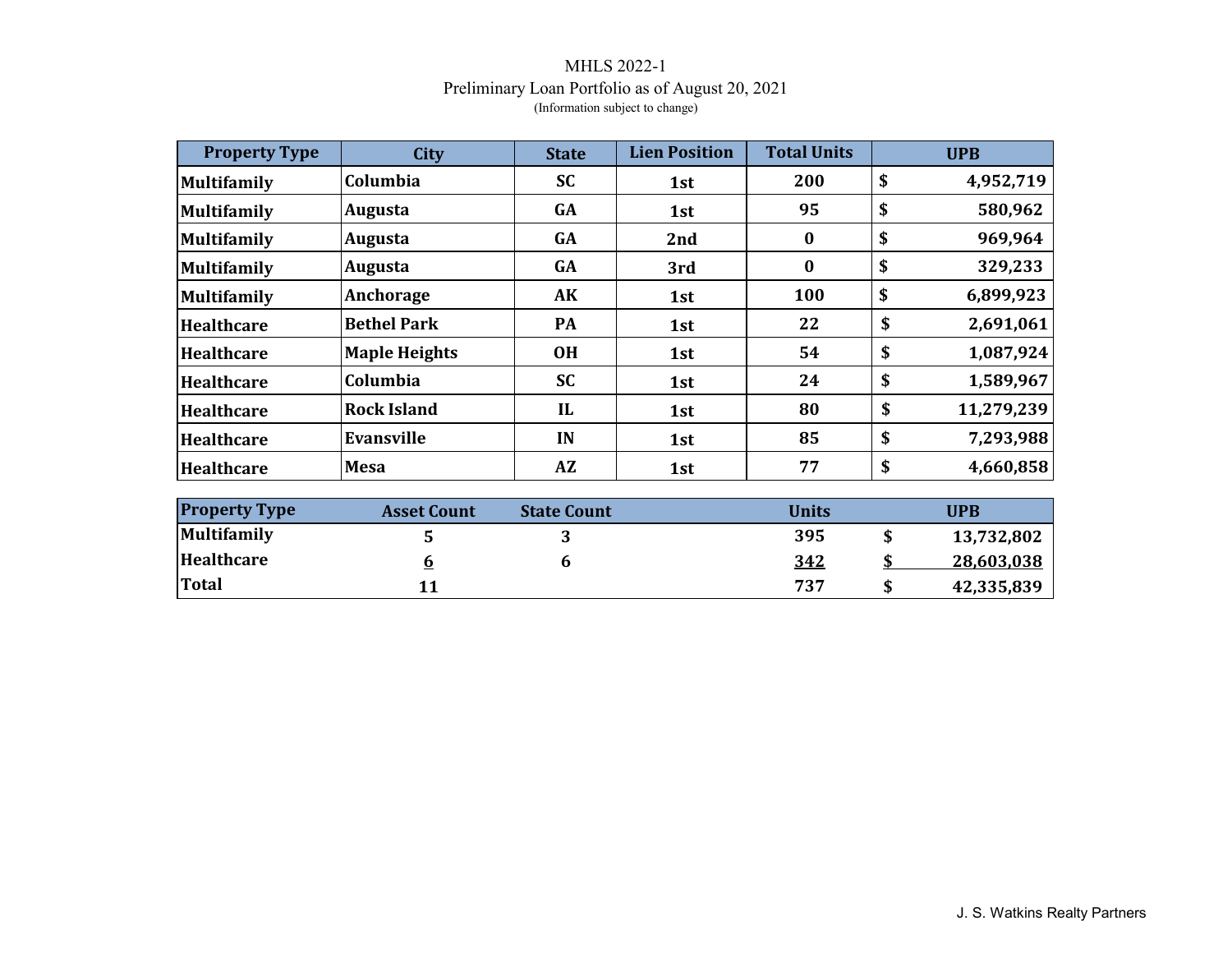MHLS 2022-1

Preliminary Loan Portfolio as of August 20, 2021

(Information subject to change)

| Property Type | City | State | Lien Position | Total Units | UPB |
|---|---|---|---|---|---|
| Multifamily | Columbia | SC | 1st | 200 | $ 4,952,719 |
| Multifamily | Augusta | GA | 1st | 95 | $ 580,962 |
| Multifamily | Augusta | GA | 2nd | 0 | $ 969,964 |
| Multifamily | Augusta | GA | 3rd | 0 | $ 329,233 |
| Multifamily | Anchorage | AK | 1st | 100 | $ 6,899,923 |
| Healthcare | Bethel Park | PA | 1st | 22 | $ 2,691,061 |
| Healthcare | Maple Heights | OH | 1st | 54 | $ 1,087,924 |
| Healthcare | Columbia | SC | 1st | 24 | $ 1,589,967 |
| Healthcare | Rock Island | IL | 1st | 80 | $ 11,279,239 |
| Healthcare | Evansville | IN | 1st | 85 | $ 7,293,988 |
| Healthcare | Mesa | AZ | 1st | 77 | $ 4,660,858 |

| Property Type | Asset Count | State Count | Units | UPB |
|---|---|---|---|---|
| Multifamily | 5 | 3 | 395 | $ 13,732,802 |
| Healthcare | 6 | 6 | 342 | $ 28,603,038 |
| Total | 11 | | 737 | $ 42,335,839 |

J. S. Watkins Realty Partners